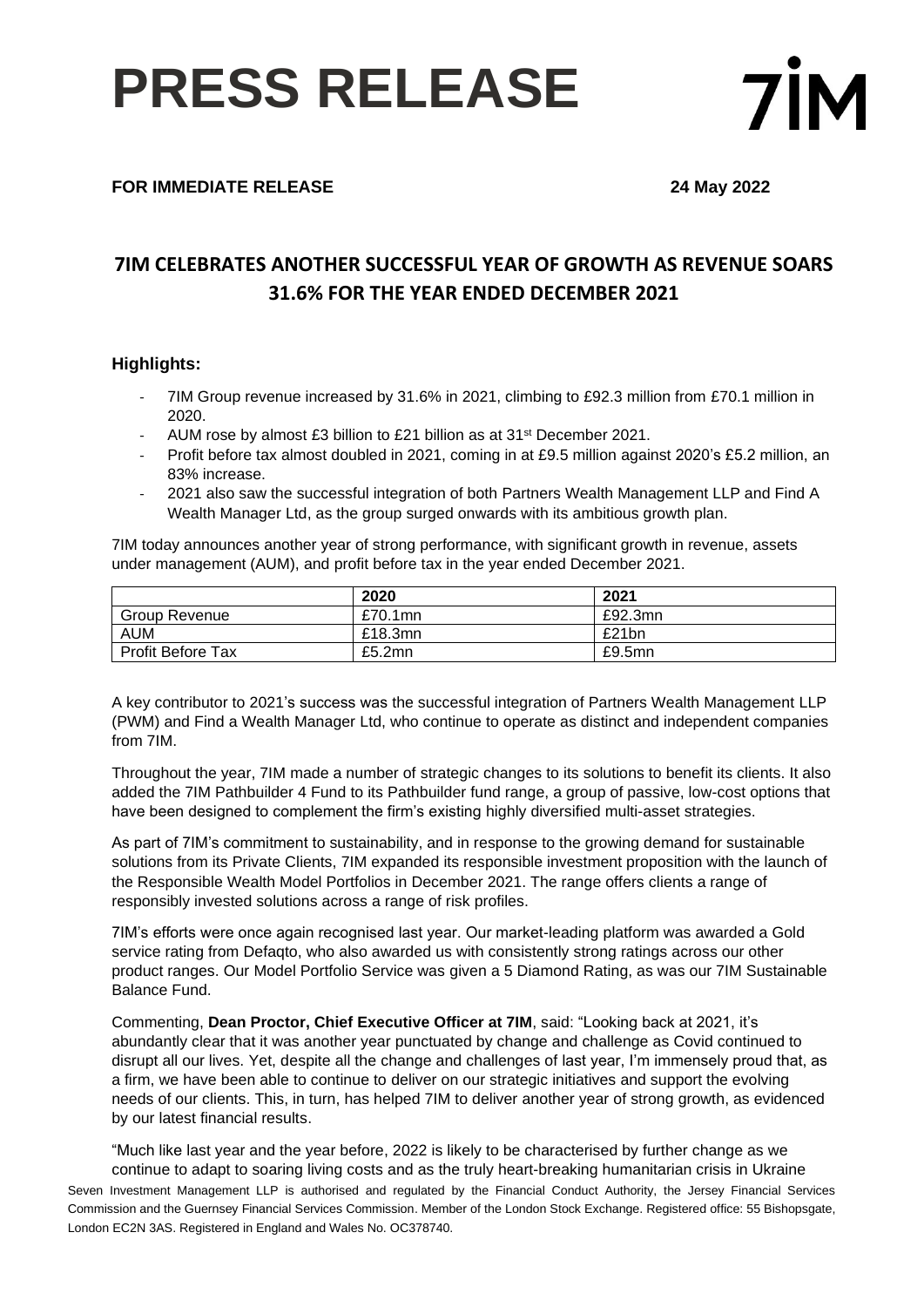# PRESS RELEASE

7IM

**FOR IMMEDIATE RELEASE** **24 May 2022**

## 7IM CELEBRATES ANOTHER SUCCESSFUL YEAR OF GROWTH AS REVENUE SOARS 31.6% FOR THE YEAR ENDED DECEMBER 2021

### Highlights:

- 7IM Group revenue increased by 31.6% in 2021, climbing to £92.3 million from £70.1 million in 2020.
- AUM rose by almost £3 billion to £21 billion as at 31st December 2021.
- Profit before tax almost doubled in 2021, coming in at £9.5 million against 2020's £5.2 million, an 83% increase.
- 2021 also saw the successful integration of both Partners Wealth Management LLP and Find A Wealth Manager Ltd, as the group surged onwards with its ambitious growth plan.

7IM today announces another year of strong performance, with significant growth in revenue, assets under management (AUM), and profit before tax in the year ended December 2021.

| | 2020 | 2021 |
|---|---|---|
| Group Revenue | £70.1mn | £92.3mn |
| AUM | £18.3mn | £21bn |
| Profit Before Tax | £5.2mn | £9.5mn |

A key contributor to 2021's success was the successful integration of Partners Wealth Management LLP (PWM) and Find a Wealth Manager Ltd, who continue to operate as distinct and independent companies from 7IM.

Throughout the year, 7IM made a number of strategic changes to its solutions to benefit its clients. It also added the 7IM Pathbuilder 4 Fund to its Pathbuilder fund range, a group of passive, low-cost options that have been designed to complement the firm's existing highly diversified multi-asset strategies.

As part of 7IM's commitment to sustainability, and in response to the growing demand for sustainable solutions from its Private Clients, 7IM expanded its responsible investment proposition with the launch of the Responsible Wealth Model Portfolios in December 2021. The range offers clients a range of responsibly invested solutions across a range of risk profiles.

7IM's efforts were once again recognised last year. Our market-leading platform was awarded a Gold service rating from Defaqto, who also awarded us with consistently strong ratings across our other product ranges. Our Model Portfolio Service was given a 5 Diamond Rating, as was our 7IM Sustainable Balance Fund.

Commenting, **Dean Proctor, Chief Executive Officer at 7IM**, said: "Looking back at 2021, it's abundantly clear that it was another year punctuated by change and challenge as Covid continued to disrupt all our lives. Yet, despite all the change and challenges of last year, I'm immensely proud that, as a firm, we have been able to continue to deliver on our strategic initiatives and support the evolving needs of our clients. This, in turn, has helped 7IM to deliver another year of strong growth, as evidenced by our latest financial results.

"Much like last year and the year before, 2022 is likely to be characterised by further change as we continue to adapt to soaring living costs and as the truly heart-breaking humanitarian crisis in Ukraine

Seven Investment Management LLP is authorised and regulated by the Financial Conduct Authority, the Jersey Financial Services Commission and the Guernsey Financial Services Commission. Member of the London Stock Exchange. Registered office: 55 Bishopsgate, London EC2N 3AS. Registered in England and Wales No. OC378740.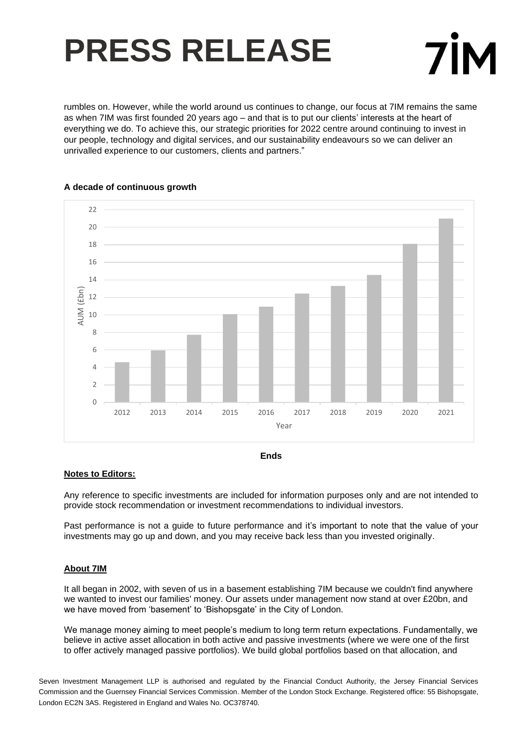rumbles on. However, while the world around us continues to change, our focus at 7IM remains the same as when 7IM was first founded 20 years ago – and that is to put our clients' interests at the heart of everything we do. To achieve this, our strategic priorities for 2022 centre around continuing to invest in our people, technology and digital services, and our sustainability endeavours so we can deliver an unrivalled experience to our customers, clients and partners."

**A decade of continuous growth**

**Ends**

**Notes to Editors:**

Any reference to specific investments are included for information purposes only and are not intended to provide stock recommendation or investment recommendations to individual investors.

Past performance is not a guide to future performance and it's important to note that the value of your investments may go up and down, and you may receive back less than you invested originally.

**About 7IM**

It all began in 2002, with seven of us in a basement establishing 7IM because we couldn't find anywhere we wanted to invest our families' money. Our assets under management now stand at over £20bn, and we have moved from 'basement' to 'Bishopsgate' in the City of London.

We manage money aiming to meet people's medium to long term return expectations. Fundamentally, we believe in active asset allocation in both active and passive investments (where we were one of the first to offer actively managed passive portfolios). We build global portfolios based on that allocation, and

Seven Investment Management LLP is authorised and regulated by the Financial Conduct Authority, the Jersey Financial Services Commission and the Guernsey Financial Services Commission. Member of the London Stock Exchange. Registered office: 55 Bishopsgate, London EC2N 3AS. Registered in England and Wales No. OC378740.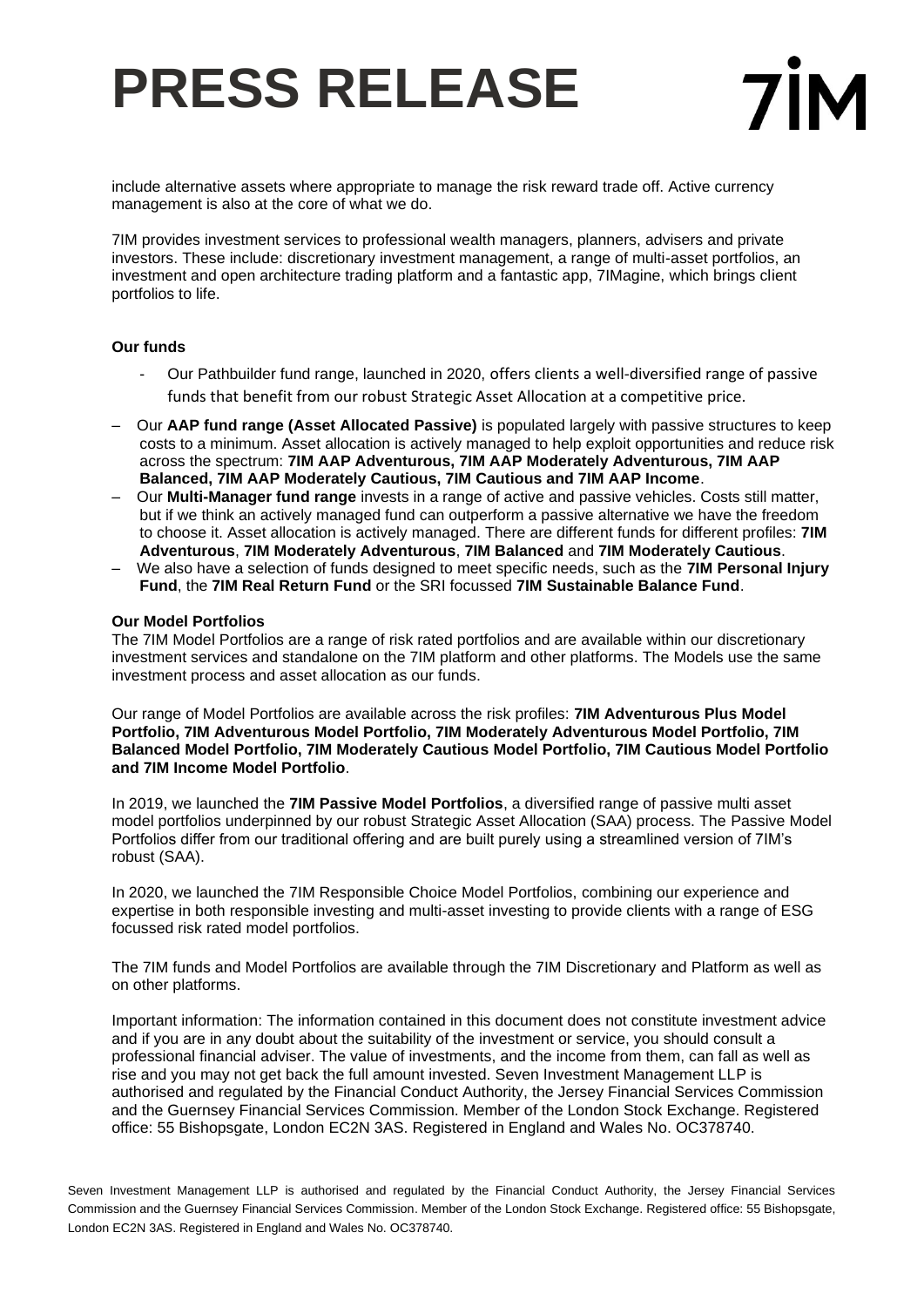include alternative assets where appropriate to manage the risk reward trade off. Active currency management is also at the core of what we do.

7IM provides investment services to professional wealth managers, planners, advisers and private investors. These include: discretionary investment management, a range of multi-asset portfolios, an investment and open architecture trading platform and a fantastic app, 7IMagine, which brings client portfolios to life.

**Our funds**

- Our Pathbuilder fund range, launched in 2020, offers clients a well-diversified range of passive funds that benefit from our robust Strategic Asset Allocation at a competitive price.
- Our **AAP fund range (Asset Allocated Passive)** is populated largely with passive structures to keep costs to a minimum. Asset allocation is actively managed to help exploit opportunities and reduce risk across the spectrum: **7IM AAP Adventurous, 7IM AAP Moderately Adventurous, 7IM AAP Balanced, 7IM AAP Moderately Cautious, 7IM Cautious and 7IM AAP Income**.
- Our **Multi-Manager fund range** invests in a range of active and passive vehicles. Costs still matter, but if we think an actively managed fund can outperform a passive alternative we have the freedom to choose it. Asset allocation is actively managed. There are different funds for different profiles: **7IM Adventurous**, **7IM Moderately Adventurous**, **7IM Balanced** and **7IM Moderately Cautious**.
- We also have a selection of funds designed to meet specific needs, such as the **7IM Personal Injury Fund**, the **7IM Real Return Fund** or the SRI focussed **7IM Sustainable Balance Fund**.

**Our Model Portfolios**

The 7IM Model Portfolios are a range of risk rated portfolios and are available within our discretionary investment services and standalone on the 7IM platform and other platforms. The Models use the same investment process and asset allocation as our funds.

Our range of Model Portfolios are available across the risk profiles: **7IM Adventurous Plus Model Portfolio, 7IM Adventurous Model Portfolio, 7IM Moderately Adventurous Model Portfolio, 7IM Balanced Model Portfolio, 7IM Moderately Cautious Model Portfolio, 7IM Cautious Model Portfolio and 7IM Income Model Portfolio**.

In 2019, we launched the **7IM Passive Model Portfolios**, a diversified range of passive multi asset model portfolios underpinned by our robust Strategic Asset Allocation (SAA) process. The Passive Model Portfolios differ from our traditional offering and are built purely using a streamlined version of 7IM's robust (SAA).

In 2020, we launched the 7IM Responsible Choice Model Portfolios, combining our experience and expertise in both responsible investing and multi-asset investing to provide clients with a range of ESG focussed risk rated model portfolios.

The 7IM funds and Model Portfolios are available through the 7IM Discretionary and Platform as well as on other platforms.

Important information: The information contained in this document does not constitute investment advice and if you are in any doubt about the suitability of the investment or service, you should consult a professional financial adviser. The value of investments, and the income from them, can fall as well as rise and you may not get back the full amount invested. Seven Investment Management LLP is authorised and regulated by the Financial Conduct Authority, the Jersey Financial Services Commission and the Guernsey Financial Services Commission. Member of the London Stock Exchange. Registered office: 55 Bishopsgate, London EC2N 3AS. Registered in England and Wales No. OC378740.